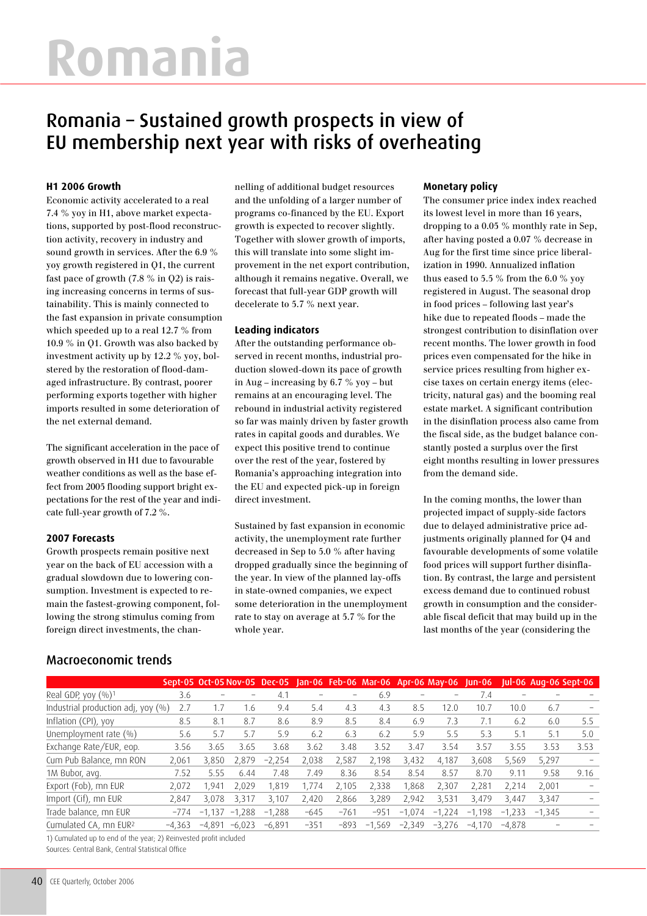# Romania

## Romania – Sustained growth prospects in view of EU membership next year with risks of overheating

### H1 2006 Growth

Economic activity accelerated to a real 7.4 % yoy in H1, above market expectations, supported by post-flood reconstruction activity, recovery in industry and sound growth in services. After the 6.9 % yoy growth registered in Q1, the current fast pace of growth (7.8 % in Q2) is raising increasing concerns in terms of sustainability. This is mainly connected to the fast expansion in private consumption which speeded up to a real 12.7 % from 10.9 % in Q1. Growth was also backed by investment activity up by 12.2 % yoy, bolstered by the restoration of flood-damaged infrastructure. By contrast, poorer performing exports together with higher imports resulted in some deterioration of the net external demand.

The significant acceleration in the pace of growth observed in H1 due to favourable weather conditions as well as the base effect from 2005 flooding support bright expectations for the rest of the year and indicate full-year growth of 7.2 %.

### 2007 Forecasts

Growth prospects remain positive next year on the back of EU accession with a gradual slowdown due to lowering consumption. Investment is expected to remain the fastest-growing component, following the strong stimulus coming from foreign direct investments, the channelling of additional budget resources and the unfolding of a larger number of programs co-financed by the EU. Export growth is expected to recover slightly. Together with slower growth of imports, this will translate into some slight improvement in the net export contribution, although it remains negative. Overall, we forecast that full-year GDP growth will decelerate to 5.7 % next year.

### Leading indicators

After the outstanding performance observed in recent months, industrial production slowed-down its pace of growth in Aug – increasing by 6.7 % yoy – but remains at an encouraging level. The rebound in industrial activity registered so far was mainly driven by faster growth rates in capital goods and durables. We expect this positive trend to continue over the rest of the year, fostered by Romania's approaching integration into the EU and expected pick-up in foreign direct investment.

Sustained by fast expansion in economic activity, the unemployment rate further decreased in Sep to 5.0 % after having dropped gradually since the beginning of the year. In view of the planned lay-offs in state-owned companies, we expect some deterioration in the unemployment rate to stay on average at 5.7 % for the whole year.

### Monetary policy

The consumer price index index reached its lowest level in more than 16 years, dropping to a 0.05 % monthly rate in Sep, after having posted a 0.07 % decrease in Aug for the first time since price liberalization in 1990. Annualized inflation thus eased to 5.5 % from the 6.0 % yoy registered in August. The seasonal drop in food prices – following last year's hike due to repeated floods – made the strongest contribution to disinflation over recent months. The lower growth in food prices even compensated for the hike in service prices resulting from higher excise taxes on certain energy items (electricity, natural gas) and the booming real estate market. A significant contribution in the disinflation process also came from the fiscal side, as the budget balance constantly posted a surplus over the first eight months resulting in lower pressures from the demand side.

In the coming months, the lower than projected impact of supply-side factors due to delayed administrative price adjustments originally planned for Q4 and favourable developments of some volatile food prices will support further disinflation. By contrast, the large and persistent excess demand due to continued robust growth in consumption and the considerable fiscal deficit that may build up in the last months of the year (considering the

## Macroeconomic trends

| | Sept-05 | Oct-05 | Nov-05 | Dec-05 | Jan-06 | Feb-06 | Mar-06 | Apr-06 | May-06 | Jun-06 | Jul-06 | Aug-06 | Sept-06 |
|---|---|---|---|---|---|---|---|---|---|---|---|---|---|
| Real GDP, yoy (%)[1] | 3.6 | – | – | 4.1 | – | – | 6.9 | – | – | 7.4 | – | – | – |
| Industrial production adj, yoy (%) | 2.7 | 1.7 | 1.6 | 9.4 | 5.4 | 4.3 | 4.3 | 8.5 | 12.0 | 10.7 | 10.0 | 6.7 | – |
| Inflation (CPI), yoy | 8.5 | 8.1 | 8.7 | 8.6 | 8.9 | 8.5 | 8.4 | 6.9 | 7.3 | 7.1 | 6.2 | 6.0 | 5.5 |
| Unemployment rate (%) | 5.6 | 5.7 | 5.7 | 5.9 | 6.2 | 6.3 | 6.2 | 5.9 | 5.5 | 5.3 | 5.1 | 5.1 | 5.0 |
| Exchange Rate/EUR, eop. | 3.56 | 3.65 | 3.65 | 3.68 | 3.62 | 3.48 | 3.52 | 3.47 | 3.54 | 3.57 | 3.55 | 3.53 | 3.53 |
| Cum Pub Balance, mn RON | 2,061 | 3,850 | 2,879 | –2,254 | 2,038 | 2,587 | 2,198 | 3,432 | 4,187 | 3,608 | 5,569 | 5,297 | – |
| 1M Bubor, avg. | 7.52 | 5.55 | 6.44 | 7.48 | 7.49 | 8.36 | 8.54 | 8.54 | 8.57 | 8.70 | 9.11 | 9.58 | 9.16 |
| Export (Fob), mn EUR | 2,072 | 1,941 | 2,029 | 1,819 | 1,774 | 2,105 | 2,338 | 1,868 | 2,307 | 2,281 | 2,214 | 2,001 | – |
| Import (Cif), mn EUR | 2,847 | 3,078 | 3,317 | 3,107 | 2,420 | 2,866 | 3,289 | 2,942 | 3,531 | 3,479 | 3,447 | 3,347 | – |
| Trade balance, mn EUR | –774 | –1,137 | –1,288 | –1,288 | –645 | –761 | –951 | –1,074 | –1,224 | –1,198 | –1,233 | –1,345 | – |
| Cumulated CA, mn EUR[2] | –4,363 | –4,891 | –6,023 | –6,891 | –351 | –893 | –1,569 | –2,349 | –3,276 | –4,170 | –4,878 | – | – |

1) Cumulated up to end of the year; 2) Reinvested profit included

Sources: Central Bank, Central Statistical Office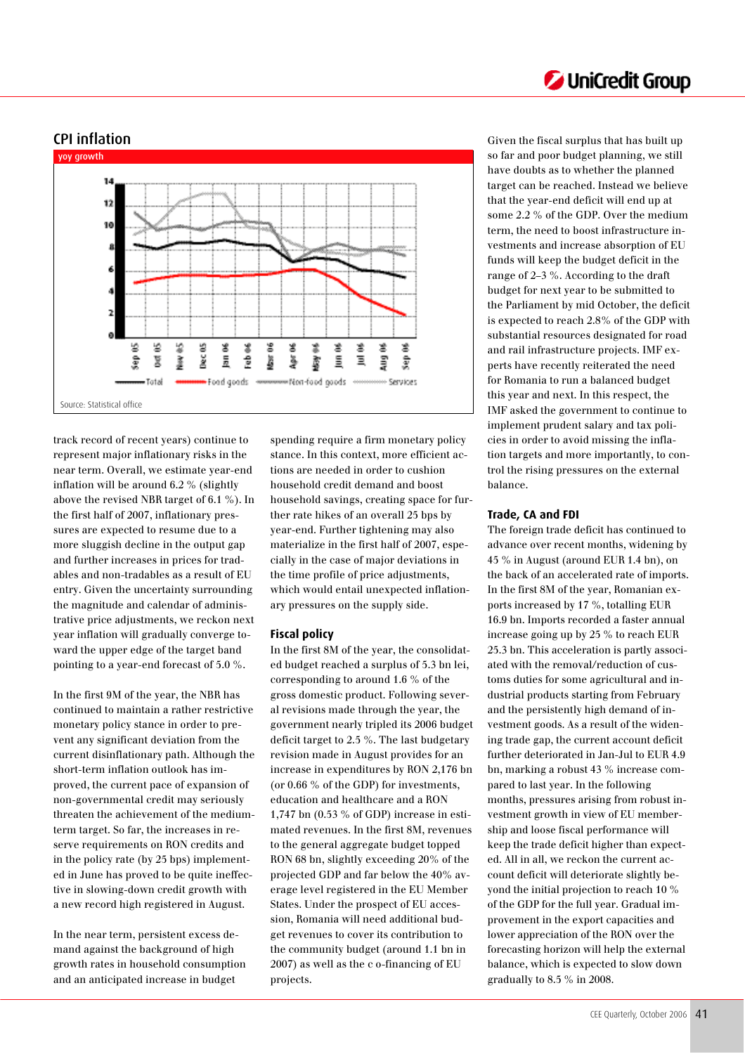## CPI inflation

yoy growth

Source: Statistical office

track record of recent years) continue to represent major inflationary risks in the near term. Overall, we estimate year-end inflation will be around 6.2 % (slightly above the revised NBR target of 6.1 %). In the first half of 2007, inflationary pressures are expected to resume due to a more sluggish decline in the output gap and further increases in prices for tradables and non-tradables as a result of EU entry. Given the uncertainty surrounding the magnitude and calendar of administrative price adjustments, we reckon next year inflation will gradually converge toward the upper edge of the target band pointing to a year-end forecast of 5.0 %.

In the first 9M of the year, the NBR has continued to maintain a rather restrictive monetary policy stance in order to prevent any significant deviation from the current disinflationary path. Although the short-term inflation outlook has improved, the current pace of expansion of non-governmental credit may seriously threaten the achievement of the medium-term target. So far, the increases in reserve requirements on RON credits and in the policy rate (by 25 bps) implemented in June has proved to be quite ineffective in slowing-down credit growth with a new record high registered in August.

In the near term, persistent excess demand against the background of high growth rates in household consumption and an anticipated increase in budget spending require a firm monetary policy stance. In this context, more efficient actions are needed in order to cushion household credit demand and boost household savings, creating space for further rate hikes of an overall 25 bps by year-end. Further tightening may also materialize in the first half of 2007, especially in the case of major deviations in the time profile of price adjustments, which would entail unexpected inflationary pressures on the supply side.

### Fiscal policy

In the first 8M of the year, the consolidated budget reached a surplus of 5.3 bn lei, corresponding to around 1.6 % of the gross domestic product. Following several revisions made through the year, the government nearly tripled its 2006 budget deficit target to 2.5 %. The last budgetary revision made in August provides for an increase in expenditures by RON 2,176 bn (or 0.66 % of the GDP) for investments, education and healthcare and a RON 1,747 bn (0.53 % of GDP) increase in estimated revenues. In the first 8M, revenues to the general aggregate budget topped RON 68 bn, slightly exceeding 20% of the projected GDP and far below the 40% average level registered in the EU Member States. Under the prospect of EU accession, Romania will need additional budget revenues to cover its contribution to the community budget (around 1.1 bn in 2007) as well as the c o-financing of EU projects.

Given the fiscal surplus that has built up so far and poor budget planning, we still have doubts as to whether the planned target can be reached. Instead we believe that the year-end deficit will end up at some 2.2 % of the GDP. Over the medium term, the need to boost infrastructure investments and increase absorption of EU funds will keep the budget deficit in the range of 2–3 %. According to the draft budget for next year to be submitted to the Parliament by mid October, the deficit is expected to reach 2.8% of the GDP with substantial resources designated for road and rail infrastructure projects. IMF experts have recently reiterated the need for Romania to run a balanced budget this year and next. In this respect, the IMF asked the government to continue to implement prudent salary and tax policies in order to avoid missing the inflation targets and more importantly, to control the rising pressures on the external balance.

### Trade, CA and FDI

The foreign trade deficit has continued to advance over recent months, widening by 45 % in August (around EUR 1.4 bn), on the back of an accelerated rate of imports. In the first 8M of the year, Romanian exports increased by 17 %, totalling EUR 16.9 bn. Imports recorded a faster annual increase going up by 25 % to reach EUR 25.3 bn. This acceleration is partly associated with the removal/reduction of customs duties for some agricultural and industrial products starting from February and the persistently high demand of investment goods. As a result of the widening trade gap, the current account deficit further deteriorated in Jan-Jul to EUR 4.9 bn, marking a robust 43 % increase compared to last year. In the following months, pressures arising from robust investment growth in view of EU membership and loose fiscal performance will keep the trade deficit higher than expected. All in all, we reckon the current account deficit will deteriorate slightly beyond the initial projection to reach 10 % of the GDP for the full year. Gradual improvement in the export capacities and lower appreciation of the RON over the forecasting horizon will help the external balance, which is expected to slow down gradually to 8.5 % in 2008.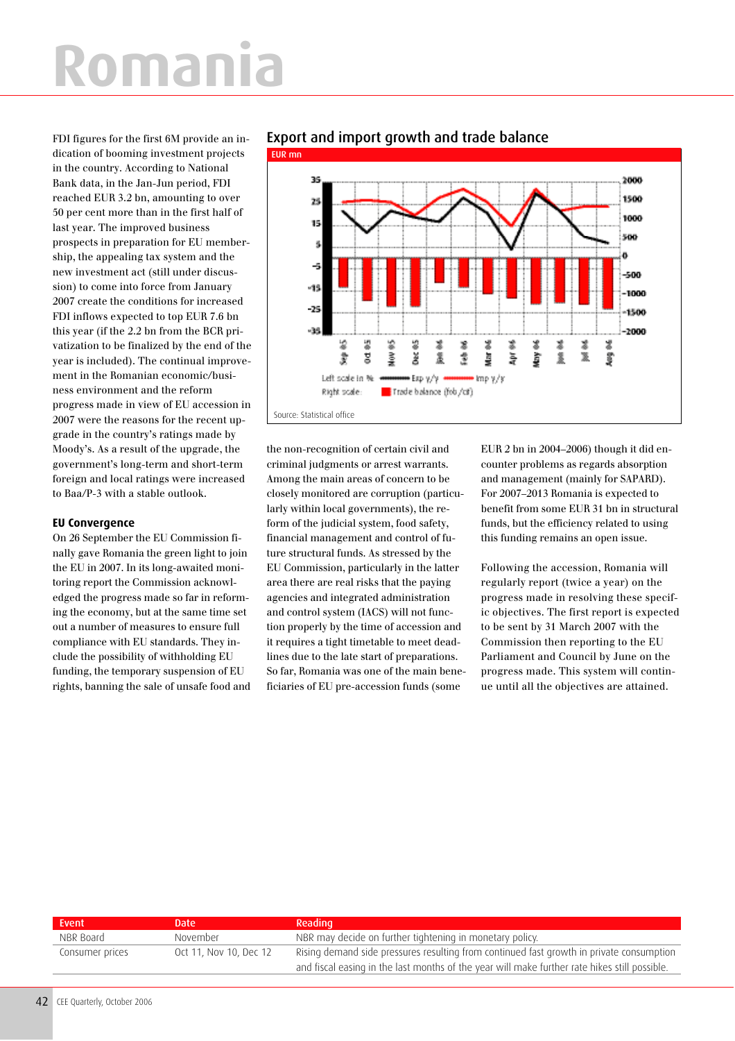# Romania

FDI figures for the first 6M provide an indication of booming investment projects in the country. According to National Bank data, in the Jan-Jun period, FDI reached EUR 3.2 bn, amounting to over 50 per cent more than in the first half of last year. The improved business prospects in preparation for EU membership, the appealing tax system and the new investment act (still under discussion) to come into force from January 2007 create the conditions for increased FDI inflows expected to top EUR 7.6 bn this year (if the 2.2 bn from the BCR privatization to be finalized by the end of the year is included). The continual improvement in the Romanian economic/business environment and the reform progress made in view of EU accession in 2007 were the reasons for the recent upgrade in the country's ratings made by Moody's. As a result of the upgrade, the government's long-term and short-term foreign and local ratings were increased to Baa/P-3 with a stable outlook.

### EU Convergence

On 26 September the EU Commission finally gave Romania the green light to join the EU in 2007. In its long-awaited monitoring report the Commission acknowledged the progress made so far in reforming the economy, but at the same time set out a number of measures to ensure full compliance with EU standards. They include the possibility of withholding EU funding, the temporary suspension of EU rights, banning the sale of unsafe food and the non-recognition of certain civil and criminal judgments or arrest warrants. Among the main areas of concern to be closely monitored are corruption (particularly within local governments), the reform of the judicial system, food safety, financial management and control of future structural funds. As stressed by the EU Commission, particularly in the latter area there are real risks that the paying agencies and integrated administration and control system (IACS) will not function properly by the time of accession and it requires a tight timetable to meet deadlines due to the late start of preparations. So far, Romania was one of the main beneficiaries of EU pre-accession funds (some EUR 2 bn in 2004–2006) though it did encounter problems as regards absorption and management (mainly for SAPARD). For 2007–2013 Romania is expected to benefit from some EUR 31 bn in structural funds, but the efficiency related to using this funding remains an open issue.

Following the accession, Romania will regularly report (twice a year) on the progress made in resolving these specific objectives. The first report is expected to be sent by 31 March 2007 with the Commission then reporting to the EU Parliament and Council by June on the progress made. This system will continue until all the objectives are attained.

## Export and import growth and trade balance

EUR mn

35, 25, 15, 5, -5, -15, -25, -35

2000, 1500, 1000, 500, 0, -500, -1000, -1500, -2000

Sep 05, Oct 05, Nov 05, Dec 05, Jan 06, Feb 06, Mar 06, Apr 06, May 06, Jun 06, Jul 06, Aug 06

Left scale in %: Exp y/y, Imp y/y

Right scale: Trade balance (fob/cif)

Source: Statistical office

| Event | Date | Reading |
|---|---|---|
| NBR Board | November | NBR may decide on further tightening in monetary policy. |
| Consumer prices | Oct 11, Nov 10, Dec 12 | Rising demand side pressures resulting from continued fast growth in private consumption and fiscal easing in the last months of the year will make further rate hikes still possible. |